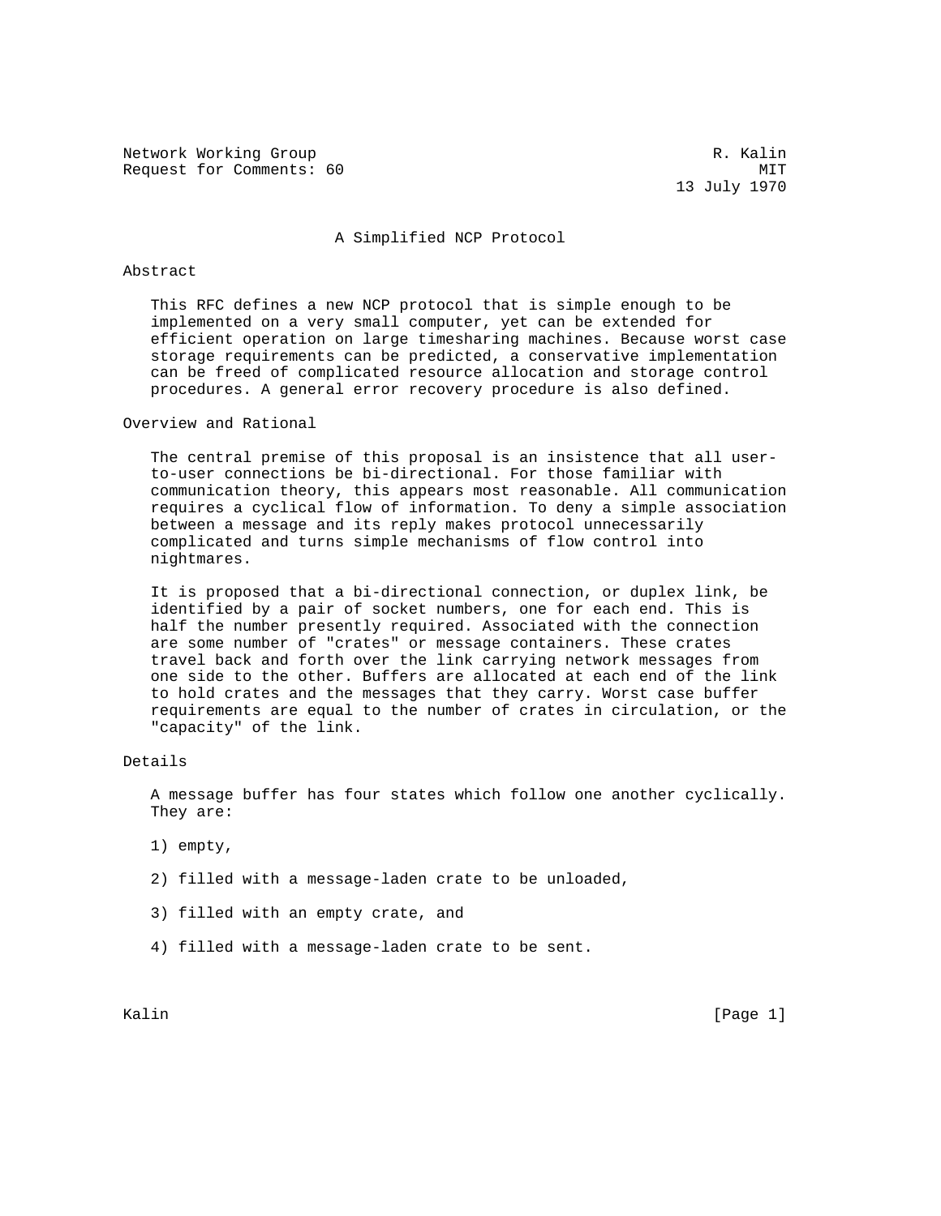Network Working Group R. Kalin
Request for Comments: 60 MIT
13 July 1970

# A Simplified NCP Protocol

## Abstract

This RFC defines a new NCP protocol that is simple enough to be implemented on a very small computer, yet can be extended for efficient operation on large timesharing machines. Because worst case storage requirements can be predicted, a conservative implementation can be freed of complicated resource allocation and storage control procedures. A general error recovery procedure is also defined.

## Overview and Rational

The central premise of this proposal is an insistence that all user-to-user connections be bi-directional. For those familiar with communication theory, this appears most reasonable. All communication requires a cyclical flow of information. To deny a simple association between a message and its reply makes protocol unnecessarily complicated and turns simple mechanisms of flow control into nightmares.

It is proposed that a bi-directional connection, or duplex link, be identified by a pair of socket numbers, one for each end. This is half the number presently required. Associated with the connection are some number of "crates" or message containers. These crates travel back and forth over the link carrying network messages from one side to the other. Buffers are allocated at each end of the link to hold crates and the messages that they carry. Worst case buffer requirements are equal to the number of crates in circulation, or the "capacity" of the link.

## Details

A message buffer has four states which follow one another cyclically. They are:

1) empty,

2) filled with a message-laden crate to be unloaded,

3) filled with an empty crate, and

4) filled with a message-laden crate to be sent.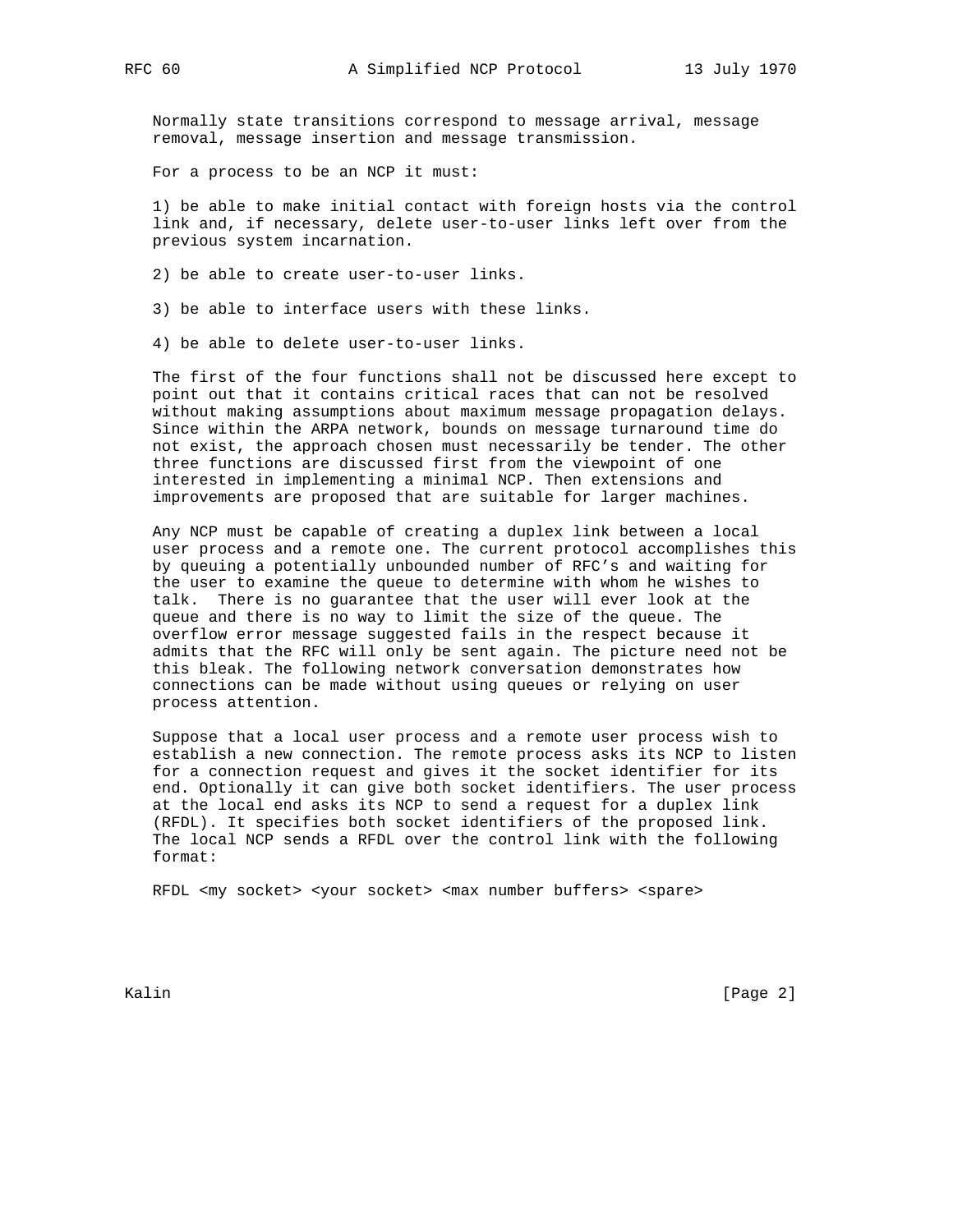Normally state transitions correspond to message arrival, message removal, message insertion and message transmission.

For a process to be an NCP it must:

1) be able to make initial contact with foreign hosts via the control link and, if necessary, delete user-to-user links left over from the previous system incarnation.

2) be able to create user-to-user links.

3) be able to interface users with these links.

4) be able to delete user-to-user links.

The first of the four functions shall not be discussed here except to point out that it contains critical races that can not be resolved without making assumptions about maximum message propagation delays. Since within the ARPA network, bounds on message turnaround time do not exist, the approach chosen must necessarily be tender. The other three functions are discussed first from the viewpoint of one interested in implementing a minimal NCP. Then extensions and improvements are proposed that are suitable for larger machines.

Any NCP must be capable of creating a duplex link between a local user process and a remote one. The current protocol accomplishes this by queuing a potentially unbounded number of RFC's and waiting for the user to examine the queue to determine with whom he wishes to talk. There is no guarantee that the user will ever look at the queue and there is no way to limit the size of the queue. The overflow error message suggested fails in the respect because it admits that the RFC will only be sent again. The picture need not be this bleak. The following network conversation demonstrates how connections can be made without using queues or relying on user process attention.

Suppose that a local user process and a remote user process wish to establish a new connection. The remote process asks its NCP to listen for a connection request and gives it the socket identifier for its end. Optionally it can give both socket identifiers. The user process at the local end asks its NCP to send a request for a duplex link (RFDL). It specifies both socket identifiers of the proposed link. The local NCP sends a RFDL over the control link with the following format:

```
RFDL <my socket> <your socket> <max number buffers> <spare>
```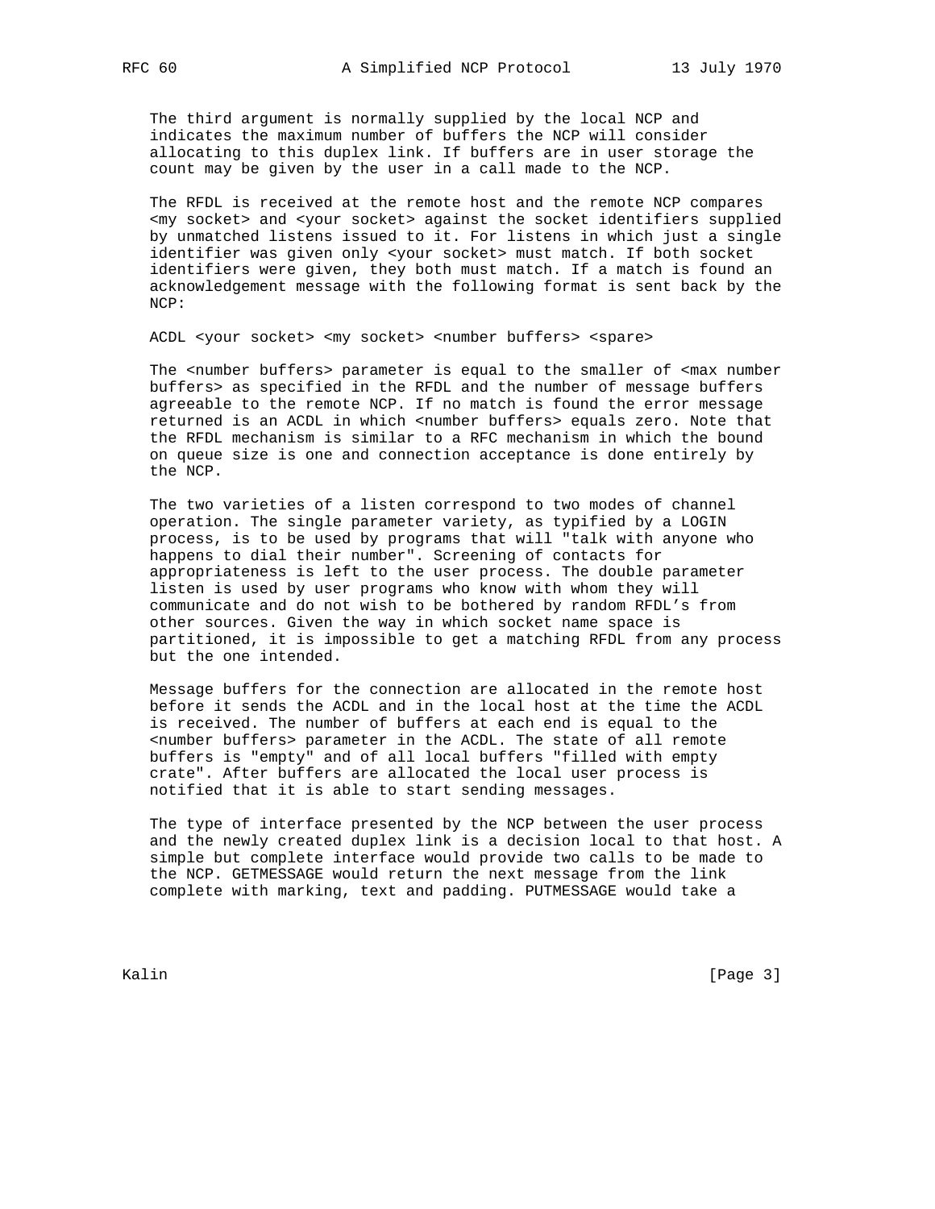The third argument is normally supplied by the local NCP and indicates the maximum number of buffers the NCP will consider allocating to this duplex link. If buffers are in user storage the count may be given by the user in a call made to the NCP.

The RFDL is received at the remote host and the remote NCP compares <my socket> and <your socket> against the socket identifiers supplied by unmatched listens issued to it. For listens in which just a single identifier was given only <your socket> must match. If both socket identifiers were given, they both must match. If a match is found an acknowledgement message with the following format is sent back by the NCP:

ACDL <your socket> <my socket> <number buffers> <spare>

The <number buffers> parameter is equal to the smaller of <max number buffers> as specified in the RFDL and the number of message buffers agreeable to the remote NCP. If no match is found the error message returned is an ACDL in which <number buffers> equals zero. Note that the RFDL mechanism is similar to a RFC mechanism in which the bound on queue size is one and connection acceptance is done entirely by the NCP.

The two varieties of a listen correspond to two modes of channel operation. The single parameter variety, as typified by a LOGIN process, is to be used by programs that will "talk with anyone who happens to dial their number". Screening of contacts for appropriateness is left to the user process. The double parameter listen is used by user programs who know with whom they will communicate and do not wish to be bothered by random RFDL's from other sources. Given the way in which socket name space is partitioned, it is impossible to get a matching RFDL from any process but the one intended.

Message buffers for the connection are allocated in the remote host before it sends the ACDL and in the local host at the time the ACDL is received. The number of buffers at each end is equal to the <number buffers> parameter in the ACDL. The state of all remote buffers is "empty" and of all local buffers "filled with empty crate". After buffers are allocated the local user process is notified that it is able to start sending messages.

The type of interface presented by the NCP between the user process and the newly created duplex link is a decision local to that host. A simple but complete interface would provide two calls to be made to the NCP. GETMESSAGE would return the next message from the link complete with marking, text and padding. PUTMESSAGE would take a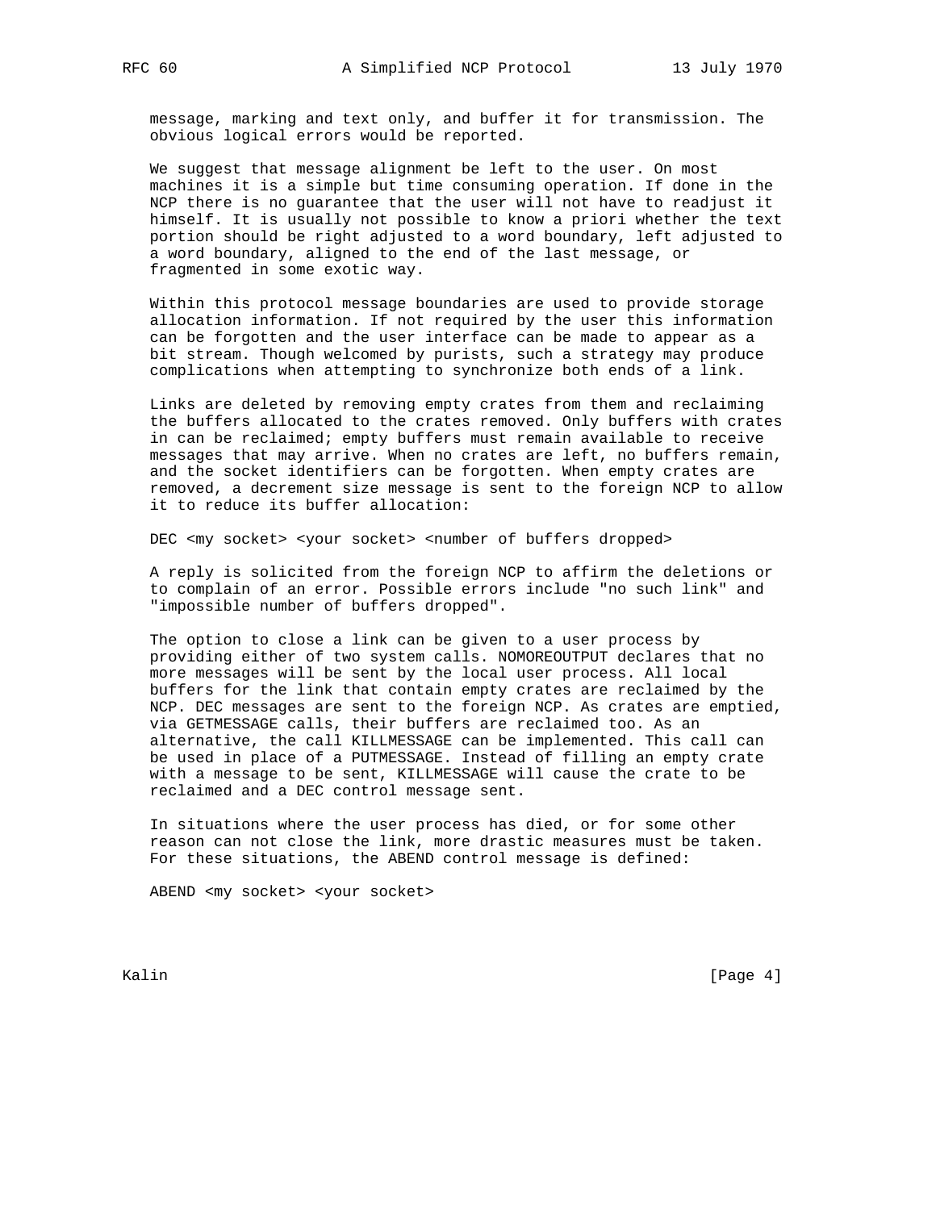message, marking and text only, and buffer it for transmission. The obvious logical errors would be reported.

We suggest that message alignment be left to the user. On most machines it is a simple but time consuming operation. If done in the NCP there is no guarantee that the user will not have to readjust it himself. It is usually not possible to know a priori whether the text portion should be right adjusted to a word boundary, left adjusted to a word boundary, aligned to the end of the last message, or fragmented in some exotic way.

Within this protocol message boundaries are used to provide storage allocation information. If not required by the user this information can be forgotten and the user interface can be made to appear as a bit stream. Though welcomed by purists, such a strategy may produce complications when attempting to synchronize both ends of a link.

Links are deleted by removing empty crates from them and reclaiming the buffers allocated to the crates removed. Only buffers with crates in can be reclaimed; empty buffers must remain available to receive messages that may arrive. When no crates are left, no buffers remain, and the socket identifiers can be forgotten. When empty crates are removed, a decrement size message is sent to the foreign NCP to allow it to reduce its buffer allocation:

```
DEC <my socket> <your socket> <number of buffers dropped>
```

A reply is solicited from the foreign NCP to affirm the deletions or to complain of an error. Possible errors include "no such link" and "impossible number of buffers dropped".

The option to close a link can be given to a user process by providing either of two system calls. NOMOREOUTPUT declares that no more messages will be sent by the local user process. All local buffers for the link that contain empty crates are reclaimed by the NCP. DEC messages are sent to the foreign NCP. As crates are emptied, via GETMESSAGE calls, their buffers are reclaimed too. As an alternative, the call KILLMESSAGE can be implemented. This call can be used in place of a PUTMESSAGE. Instead of filling an empty crate with a message to be sent, KILLMESSAGE will cause the crate to be reclaimed and a DEC control message sent.

In situations where the user process has died, or for some other reason can not close the link, more drastic measures must be taken. For these situations, the ABEND control message is defined:

```
ABEND <my socket> <your socket>
```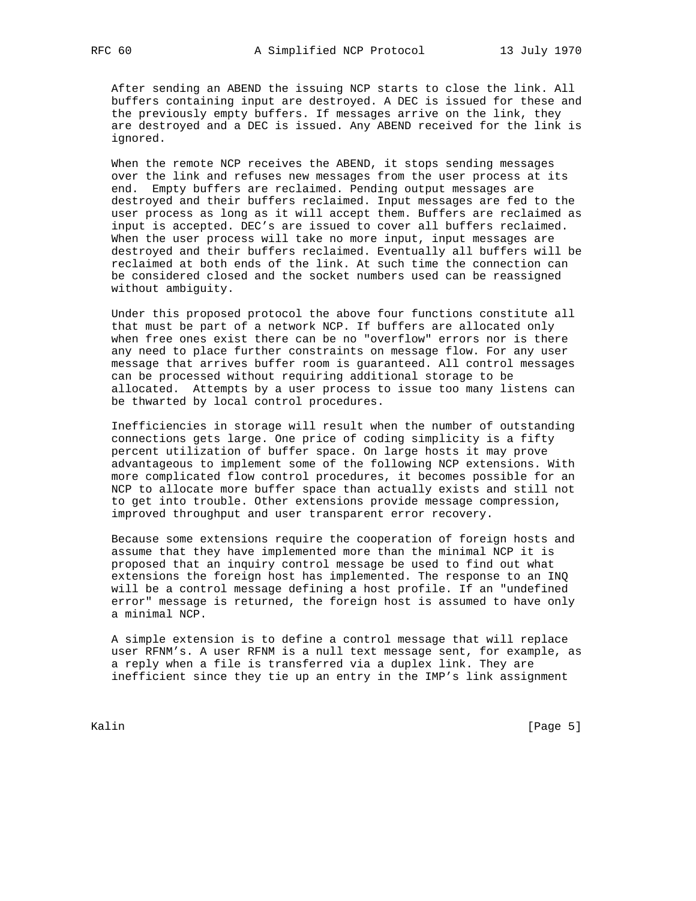After sending an ABEND the issuing NCP starts to close the link. All buffers containing input are destroyed. A DEC is issued for these and the previously empty buffers. If messages arrive on the link, they are destroyed and a DEC is issued. Any ABEND received for the link is ignored.

When the remote NCP receives the ABEND, it stops sending messages over the link and refuses new messages from the user process at its end. Empty buffers are reclaimed. Pending output messages are destroyed and their buffers reclaimed. Input messages are fed to the user process as long as it will accept them. Buffers are reclaimed as input is accepted. DEC's are issued to cover all buffers reclaimed. When the user process will take no more input, input messages are destroyed and their buffers reclaimed. Eventually all buffers will be reclaimed at both ends of the link. At such time the connection can be considered closed and the socket numbers used can be reassigned without ambiguity.

Under this proposed protocol the above four functions constitute all that must be part of a network NCP. If buffers are allocated only when free ones exist there can be no "overflow" errors nor is there any need to place further constraints on message flow. For any user message that arrives buffer room is guaranteed. All control messages can be processed without requiring additional storage to be allocated. Attempts by a user process to issue too many listens can be thwarted by local control procedures.

Inefficiencies in storage will result when the number of outstanding connections gets large. One price of coding simplicity is a fifty percent utilization of buffer space. On large hosts it may prove advantageous to implement some of the following NCP extensions. With more complicated flow control procedures, it becomes possible for an NCP to allocate more buffer space than actually exists and still not to get into trouble. Other extensions provide message compression, improved throughput and user transparent error recovery.

Because some extensions require the cooperation of foreign hosts and assume that they have implemented more than the minimal NCP it is proposed that an inquiry control message be used to find out what extensions the foreign host has implemented. The response to an INQ will be a control message defining a host profile. If an "undefined error" message is returned, the foreign host is assumed to have only a minimal NCP.

A simple extension is to define a control message that will replace user RFNM's. A user RFNM is a null text message sent, for example, as a reply when a file is transferred via a duplex link. They are inefficient since they tie up an entry in the IMP's link assignment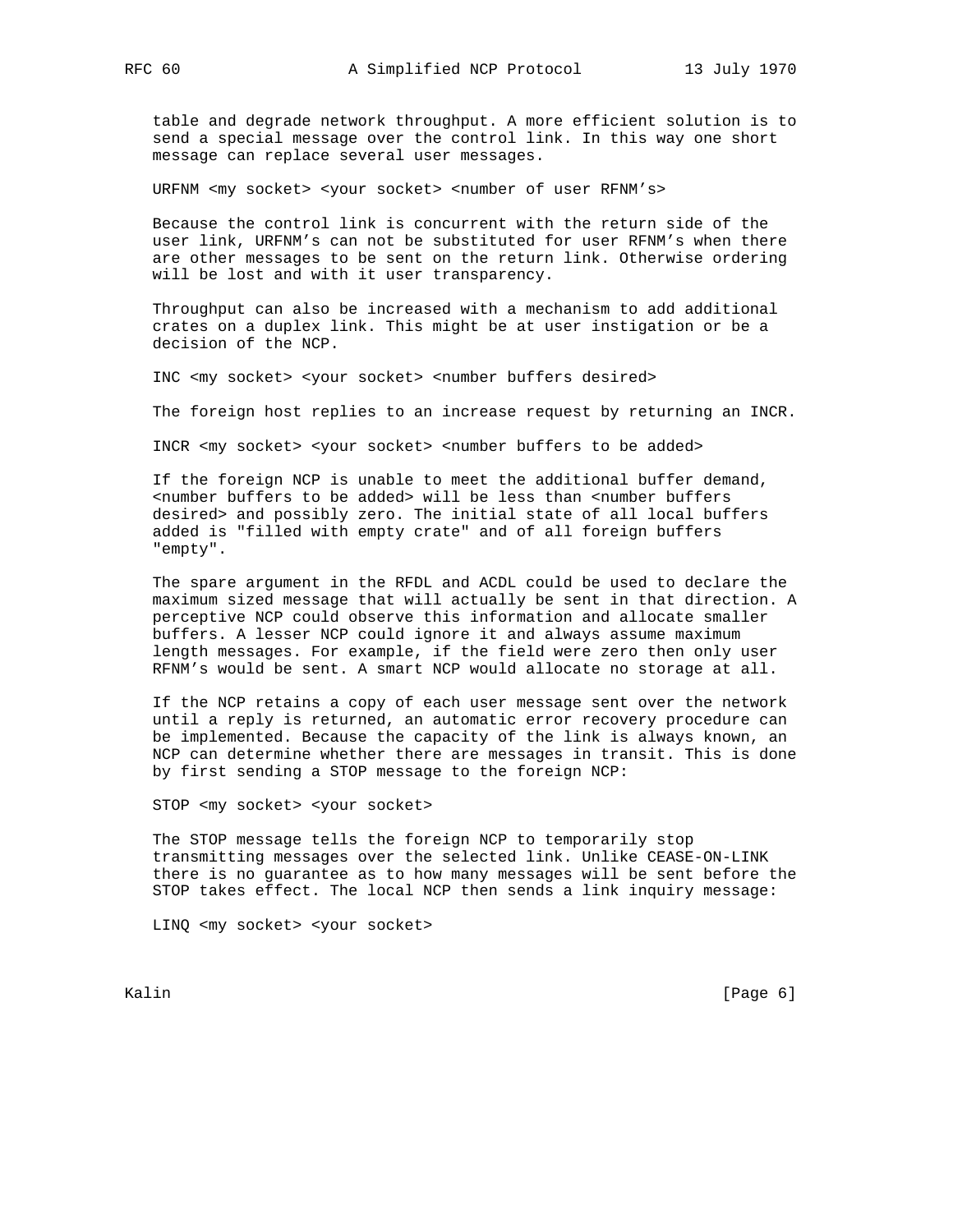table and degrade network throughput. A more efficient solution is to send a special message over the control link. In this way one short message can replace several user messages.

URFNM <my socket> <your socket> <number of user RFNM's>

Because the control link is concurrent with the return side of the user link, URFNM's can not be substituted for user RFNM's when there are other messages to be sent on the return link. Otherwise ordering will be lost and with it user transparency.

Throughput can also be increased with a mechanism to add additional crates on a duplex link. This might be at user instigation or be a decision of the NCP.

INC <my socket> <your socket> <number buffers desired>

The foreign host replies to an increase request by returning an INCR.

INCR <my socket> <your socket> <number buffers to be added>

If the foreign NCP is unable to meet the additional buffer demand, <number buffers to be added> will be less than <number buffers desired> and possibly zero. The initial state of all local buffers added is "filled with empty crate" and of all foreign buffers "empty".

The spare argument in the RFDL and ACDL could be used to declare the maximum sized message that will actually be sent in that direction. A perceptive NCP could observe this information and allocate smaller buffers. A lesser NCP could ignore it and always assume maximum length messages. For example, if the field were zero then only user RFNM's would be sent. A smart NCP would allocate no storage at all.

If the NCP retains a copy of each user message sent over the network until a reply is returned, an automatic error recovery procedure can be implemented. Because the capacity of the link is always known, an NCP can determine whether there are messages in transit. This is done by first sending a STOP message to the foreign NCP:

STOP <my socket> <your socket>

The STOP message tells the foreign NCP to temporarily stop transmitting messages over the selected link. Unlike CEASE-ON-LINK there is no guarantee as to how many messages will be sent before the STOP takes effect. The local NCP then sends a link inquiry message:

LINQ <my socket> <your socket>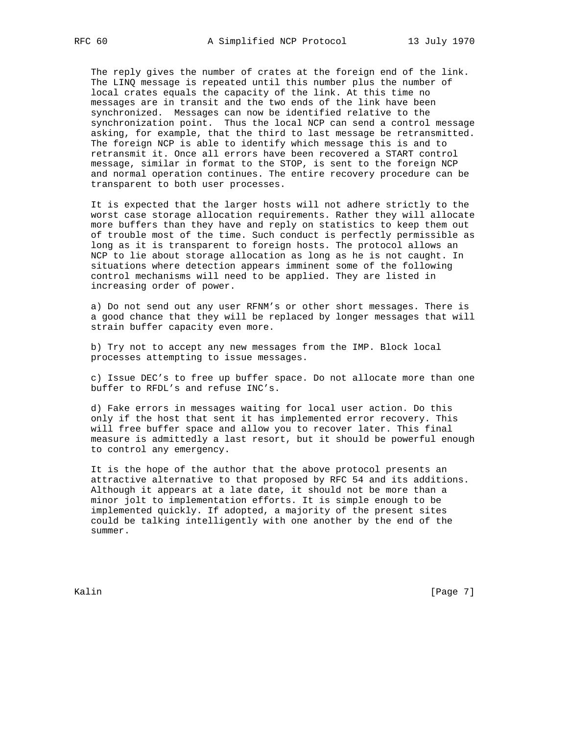The reply gives the number of crates at the foreign end of the link. The LINQ message is repeated until this number plus the number of local crates equals the capacity of the link. At this time no messages are in transit and the two ends of the link have been synchronized. Messages can now be identified relative to the synchronization point. Thus the local NCP can send a control message asking, for example, that the third to last message be retransmitted. The foreign NCP is able to identify which message this is and to retransmit it. Once all errors have been recovered a START control message, similar in format to the STOP, is sent to the foreign NCP and normal operation continues. The entire recovery procedure can be transparent to both user processes.

It is expected that the larger hosts will not adhere strictly to the worst case storage allocation requirements. Rather they will allocate more buffers than they have and reply on statistics to keep them out of trouble most of the time. Such conduct is perfectly permissible as long as it is transparent to foreign hosts. The protocol allows an NCP to lie about storage allocation as long as he is not caught. In situations where detection appears imminent some of the following control mechanisms will need to be applied. They are listed in increasing order of power.

a) Do not send out any user RFNM’s or other short messages. There is a good chance that they will be replaced by longer messages that will strain buffer capacity even more.

b) Try not to accept any new messages from the IMP. Block local processes attempting to issue messages.

c) Issue DEC’s to free up buffer space. Do not allocate more than one buffer to RFDL’s and refuse INC’s.

d) Fake errors in messages waiting for local user action. Do this only if the host that sent it has implemented error recovery. This will free buffer space and allow you to recover later. This final measure is admittedly a last resort, but it should be powerful enough to control any emergency.

It is the hope of the author that the above protocol presents an attractive alternative to that proposed by RFC 54 and its additions. Although it appears at a late date, it should not be more than a minor jolt to implementation efforts. It is simple enough to be implemented quickly. If adopted, a majority of the present sites could be talking intelligently with one another by the end of the summer.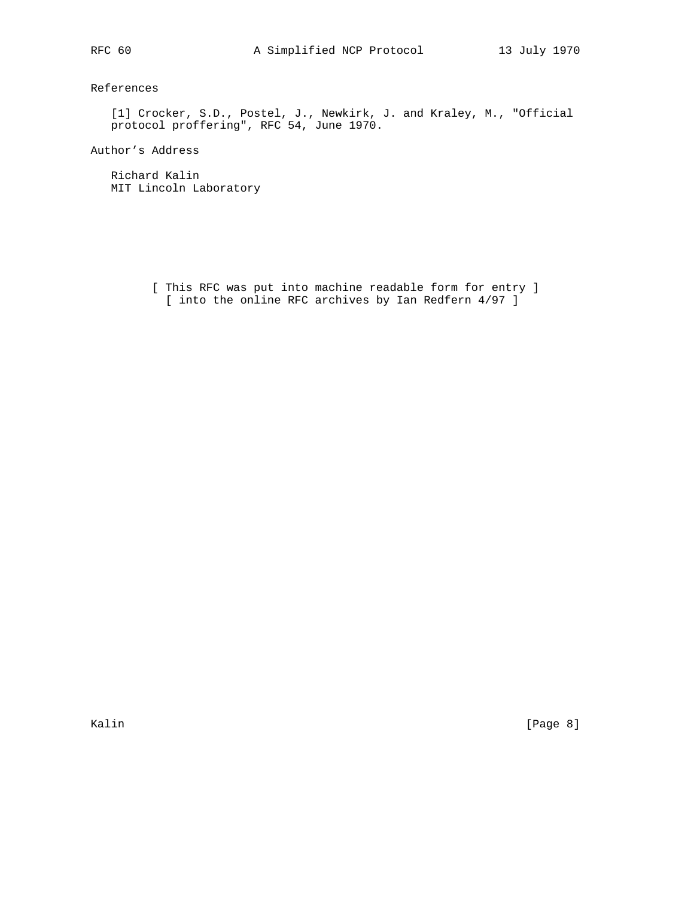## References

[1] Crocker, S.D., Postel, J., Newkirk, J. and Kraley, M., "Official protocol proffering", RFC 54, June 1970.

## Author's Address

Richard Kalin
MIT Lincoln Laboratory

[ This RFC was put into machine readable form for entry ]
[ into the online RFC archives by Ian Redfern 4/97 ]